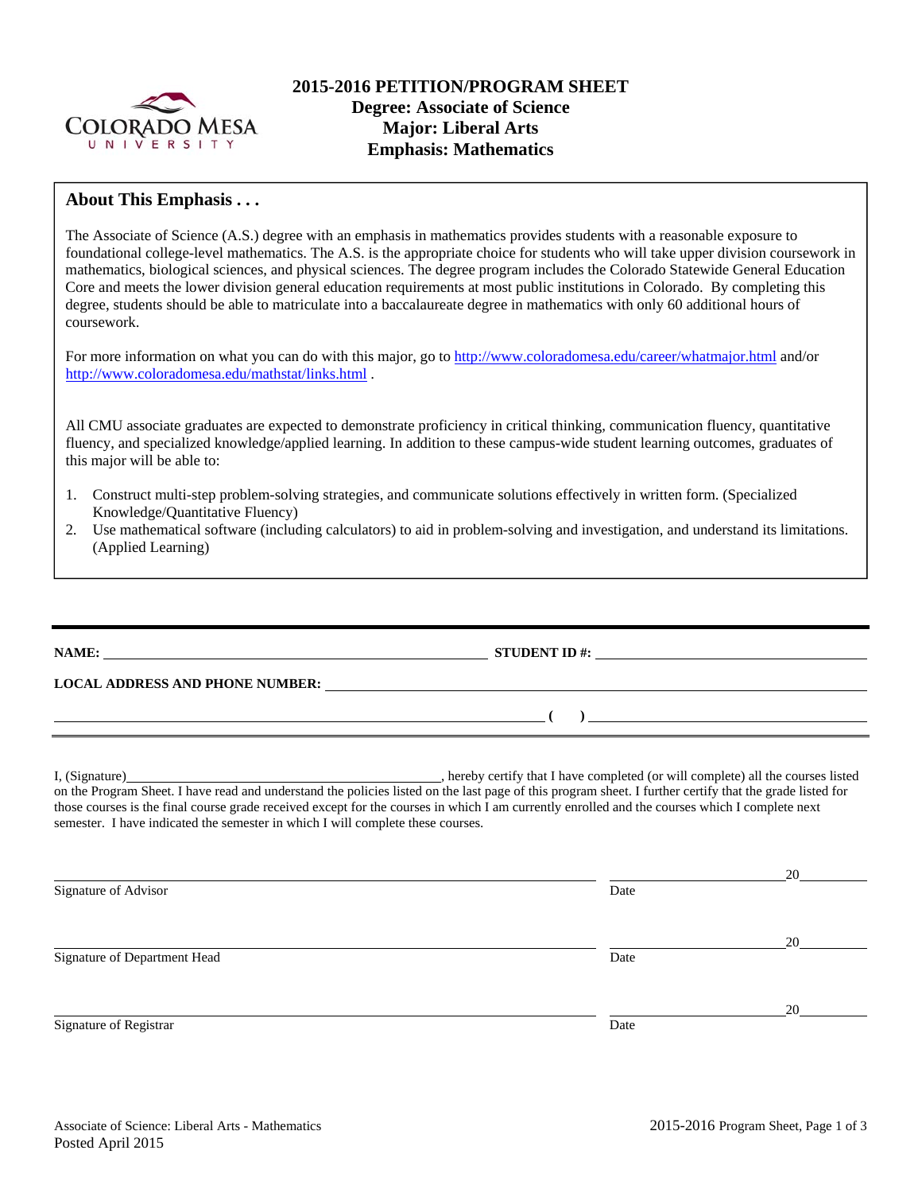# 2015-2016 PETITION/PROGRAM SHEET
## Degree: Associate of Science
## Major: Liberal Arts
## Emphasis: Mathematics

### About This Emphasis . . .

The Associate of Science (A.S.) degree with an emphasis in mathematics provides students with a reasonable exposure to foundational college-level mathematics. The A.S. is the appropriate choice for students who will take upper division coursework in mathematics, biological sciences, and physical sciences. The degree program includes the Colorado Statewide General Education Core and meets the lower division general education requirements at most public institutions in Colorado. By completing this degree, students should be able to matriculate into a baccalaureate degree in mathematics with only 60 additional hours of coursework.

For more information on what you can do with this major, go to http://www.coloradomesa.edu/career/whatmajor.html and/or http://www.coloradomesa.edu/mathstat/links.html .

All CMU associate graduates are expected to demonstrate proficiency in critical thinking, communication fluency, quantitative fluency, and specialized knowledge/applied learning. In addition to these campus-wide student learning outcomes, graduates of this major will be able to:

1. Construct multi-step problem-solving strategies, and communicate solutions effectively in written form. (Specialized Knowledge/Quantitative Fluency)
2. Use mathematical software (including calculators) to aid in problem-solving and investigation, and understand its limitations. (Applied Learning)

---

**NAME:** ______________________ **STUDENT ID #:** ______________________

**LOCAL ADDRESS AND PHONE NUMBER:** ______________________

______________________ **( )** ______________________

I, (Signature)______________________, hereby certify that I have completed (or will complete) all the courses listed on the Program Sheet. I have read and understand the policies listed on the last page of this program sheet. I further certify that the grade listed for those courses is the final course grade received except for the courses in which I am currently enrolled and the courses which I complete next semester. I have indicated the semester in which I will complete these courses.

______________________ ______________ 20______
Signature of Advisor Date

______________________ ______________ 20______
Signature of Department Head Date

______________________ ______________ 20______
Signature of Registrar Date

Associate of Science: Liberal Arts - Mathematics
Posted April 2015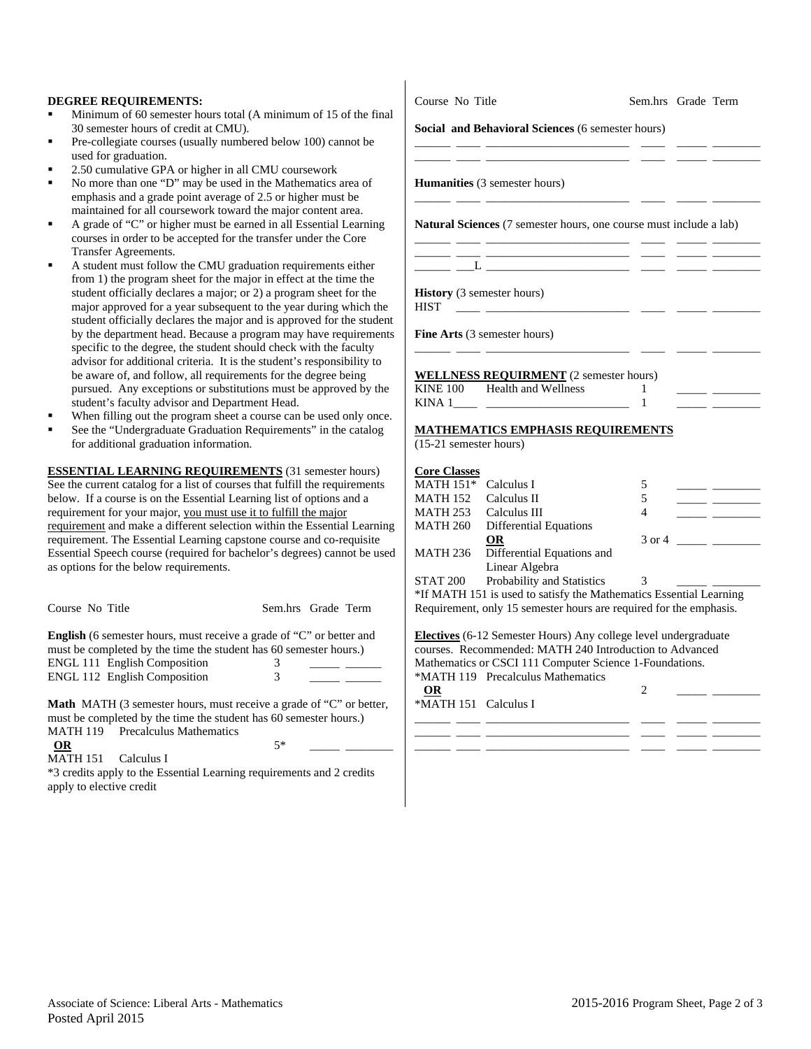**DEGREE REQUIREMENTS:**

- Minimum of 60 semester hours total (A minimum of 15 of the final 30 semester hours of credit at CMU).
- Pre-collegiate courses (usually numbered below 100) cannot be used for graduation.
- 2.50 cumulative GPA or higher in all CMU coursework
- No more than one "D" may be used in the Mathematics area of emphasis and a grade point average of 2.5 or higher must be maintained for all coursework toward the major content area.
- A grade of "C" or higher must be earned in all Essential Learning courses in order to be accepted for the transfer under the Core Transfer Agreements.
- A student must follow the CMU graduation requirements either from 1) the program sheet for the major in effect at the time the student officially declares a major; or 2) a program sheet for the major approved for a year subsequent to the year during which the student officially declares the major and is approved for the student by the department head. Because a program may have requirements specific to the degree, the student should check with the faculty advisor for additional criteria. It is the student's responsibility to be aware of, and follow, all requirements for the degree being pursued. Any exceptions or substitutions must be approved by the student's faculty advisor and Department Head.
- When filling out the program sheet a course can be used only once.
- See the "Undergraduate Graduation Requirements" in the catalog for additional graduation information.

**ESSENTIAL LEARNING REQUIREMENTS** (31 semester hours) See the current catalog for a list of courses that fulfill the requirements below. If a course is on the Essential Learning list of options and a requirement for your major, you must use it to fulfill the major requirement and make a different selection within the Essential Learning requirement. The Essential Learning capstone course and co-requisite Essential Speech course (required for bachelor's degrees) cannot be used as options for the below requirements.

Course No Title — Sem.hrs Grade Term

**English** (6 semester hours, must receive a grade of "C" or better and must be completed by the time the student has 60 semester hours.)

| Course No | Title | Sem.hrs | Grade | Term |
|---|---|---|---|---|
| ENGL 111 | English Composition | 3 | _____ | ______ |
| ENGL 112 | English Composition | 3 | _____ | ______ |

**Math** MATH (3 semester hours, must receive a grade of "C" or better, must be completed by the time the student has 60 semester hours.)

| Course No | Title | Sem.hrs | Grade | Term |
|---|---|---|---|---|
| MATH 119 | Precalculus Mathematics | | | |
| **OR** | | 5* | _____ | ________ |
| MATH 151 | Calculus I | | | |

*3 credits apply to the Essential Learning requirements and 2 credits apply to elective credit

**Social and Behavioral Sciences** (6 semester hours)

\_\_\_\_\_\_ \_\_\_\_ \_\_\_\_\_\_\_\_\_\_\_\_\_\_\_\_\_\_\_\_\_\_\_\_ \_\_\_\_ \_\_\_\_\_ \_\_\_\_\_\_\_\_

\_\_\_\_\_\_ \_\_\_\_ \_\_\_\_\_\_\_\_\_\_\_\_\_\_\_\_\_\_\_\_\_\_\_\_ \_\_\_\_ \_\_\_\_\_ \_\_\_\_\_\_\_\_

**Humanities** (3 semester hours)

\_\_\_\_\_\_ \_\_\_\_ \_\_\_\_\_\_\_\_\_\_\_\_\_\_\_\_\_\_\_\_\_\_\_\_ \_\_\_\_ \_\_\_\_\_ \_\_\_\_\_\_\_\_

**Natural Sciences** (7 semester hours, one course must include a lab)

\_\_\_\_\_\_ \_\_\_\_ \_\_\_\_\_\_\_\_\_\_\_\_\_\_\_\_\_\_\_\_\_\_\_\_ \_\_\_\_ \_\_\_\_\_ \_\_\_\_\_\_\_\_

\_\_\_\_\_\_ \_\_\_\_ \_\_\_\_\_\_\_\_\_\_\_\_\_\_\_\_\_\_\_\_\_\_\_\_ \_\_\_\_ \_\_\_\_\_ \_\_\_\_\_\_\_\_

\_\_\_\_\_\_ \_\_\_L \_\_\_\_\_\_\_\_\_\_\_\_\_\_\_\_\_\_\_\_\_\_\_\_ \_\_\_\_ \_\_\_\_\_ \_\_\_\_\_\_\_\_

**History** (3 semester hours)

HIST \_\_\_\_ \_\_\_\_\_\_\_\_\_\_\_\_\_\_\_\_\_\_\_\_\_\_\_\_ \_\_\_\_ \_\_\_\_\_ \_\_\_\_\_\_\_\_

**Fine Arts** (3 semester hours)

\_\_\_\_\_\_ \_\_\_\_ \_\_\_\_\_\_\_\_\_\_\_\_\_\_\_\_\_\_\_\_\_\_\_\_ \_\_\_\_ \_\_\_\_\_ \_\_\_\_\_\_\_\_

**WELLNESS REQUIREMENT** (2 semester hours)

| Course No | Title | Sem.hrs | Grade | Term |
|---|---|---|---|---|
| KINE 100 | Health and Wellness | 1 | _____ | ________ |
| KINA 1____ | ________________________ | 1 | _____ | ________ |

**MATHEMATICS EMPHASIS REQUIREMENTS**

(15-21 semester hours)

**Core Classes**

| Course No | Title | Sem.hrs | Grade | Term |
|---|---|---|---|---|
| MATH 151* | Calculus I | 5 | _____ | ________ |
| MATH 152 | Calculus II | 5 | _____ | ________ |
| MATH 253 | Calculus III | 4 | _____ | ________ |
| MATH 260 | Differential Equations | | | |
| | **OR** | 3 or 4 | _____ | ________ |
| MATH 236 | Differential Equations and Linear Algebra | | | |
| STAT 200 | Probability and Statistics | 3 | _____ | ________ |

*If MATH 151 is used to satisfy the Mathematics Essential Learning Requirement, only 15 semester hours are required for the emphasis.

**Electives** (6-12 Semester Hours) Any college level undergraduate courses. Recommended: MATH 240 Introduction to Advanced Mathematics or CSCI 111 Computer Science 1-Foundations.

| Course No | Title | Sem.hrs | Grade | Term |
|---|---|---|---|---|
| *MATH 119 | Precalculus Mathematics | | | |
| **OR** | | 2 | _____ | ________ |
| *MATH 151 | Calculus I | | | |
| ______ ____ | ________________________ | ____ | _____ | ________ |
| ______ ____ | ________________________ | ____ | _____ | ________ |
| ______ ____ | ________________________ | ____ | _____ | ________ |

Associate of Science: Liberal Arts - Mathematics
Posted April 2015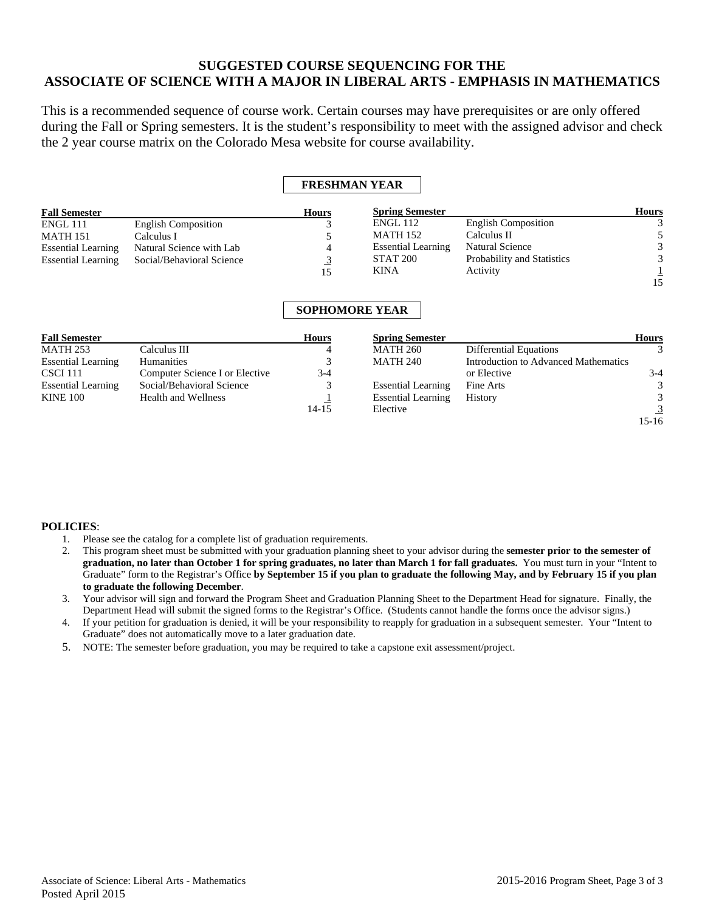# SUGGESTED COURSE SEQUENCING FOR THE ASSOCIATE OF SCIENCE WITH A MAJOR IN LIBERAL ARTS - EMPHASIS IN MATHEMATICS

This is a recommended sequence of course work. Certain courses may have prerequisites or are only offered during the Fall or Spring semesters. It is the student's responsibility to meet with the assigned advisor and check the 2 year course matrix on the Colorado Mesa website for course availability.

## FRESHMAN YEAR

| Fall Semester | | Hours |
|---|---|---|
| ENGL 111 | English Composition | 3 |
| MATH 151 | Calculus I | 5 |
| Essential Learning | Natural Science with Lab | 4 |
| Essential Learning | Social/Behavioral Science | 3 |
| | | 15 |

| Spring Semester | | Hours |
|---|---|---|
| ENGL 112 | English Composition | 3 |
| MATH 152 | Calculus II | 5 |
| Essential Learning | Natural Science | 3 |
| STAT 200 | Probability and Statistics | 3 |
| KINA | Activity | 1 |
| | | 15 |

## SOPHOMORE YEAR

| Fall Semester | | Hours |
|---|---|---|
| MATH 253 | Calculus III | 4 |
| Essential Learning | Humanities | 3 |
| CSCI 111 | Computer Science I or Elective | 3-4 |
| Essential Learning | Social/Behavioral Science | 3 |
| KINE 100 | Health and Wellness | 1 |
| | | 14-15 |

| Spring Semester | | Hours |
|---|---|---|
| MATH 260 | Differential Equations | 3 |
| MATH 240 | Introduction to Advanced Mathematics or Elective | 3-4 |
| Essential Learning | Fine Arts | 3 |
| Essential Learning | History | 3 |
| Elective | | 3 |
| | | 15-16 |

**POLICIES**:

1. Please see the catalog for a complete list of graduation requirements.
2. This program sheet must be submitted with your graduation planning sheet to your advisor during the **semester prior to the semester of graduation, no later than October 1 for spring graduates, no later than March 1 for fall graduates.** You must turn in your "Intent to Graduate" form to the Registrar's Office **by September 15 if you plan to graduate the following May, and by February 15 if you plan to graduate the following December**.
3. Your advisor will sign and forward the Program Sheet and Graduation Planning Sheet to the Department Head for signature. Finally, the Department Head will submit the signed forms to the Registrar's Office. (Students cannot handle the forms once the advisor signs.)
4. If your petition for graduation is denied, it will be your responsibility to reapply for graduation in a subsequent semester. Your "Intent to Graduate" does not automatically move to a later graduation date.
5. NOTE: The semester before graduation, you may be required to take a capstone exit assessment/project.